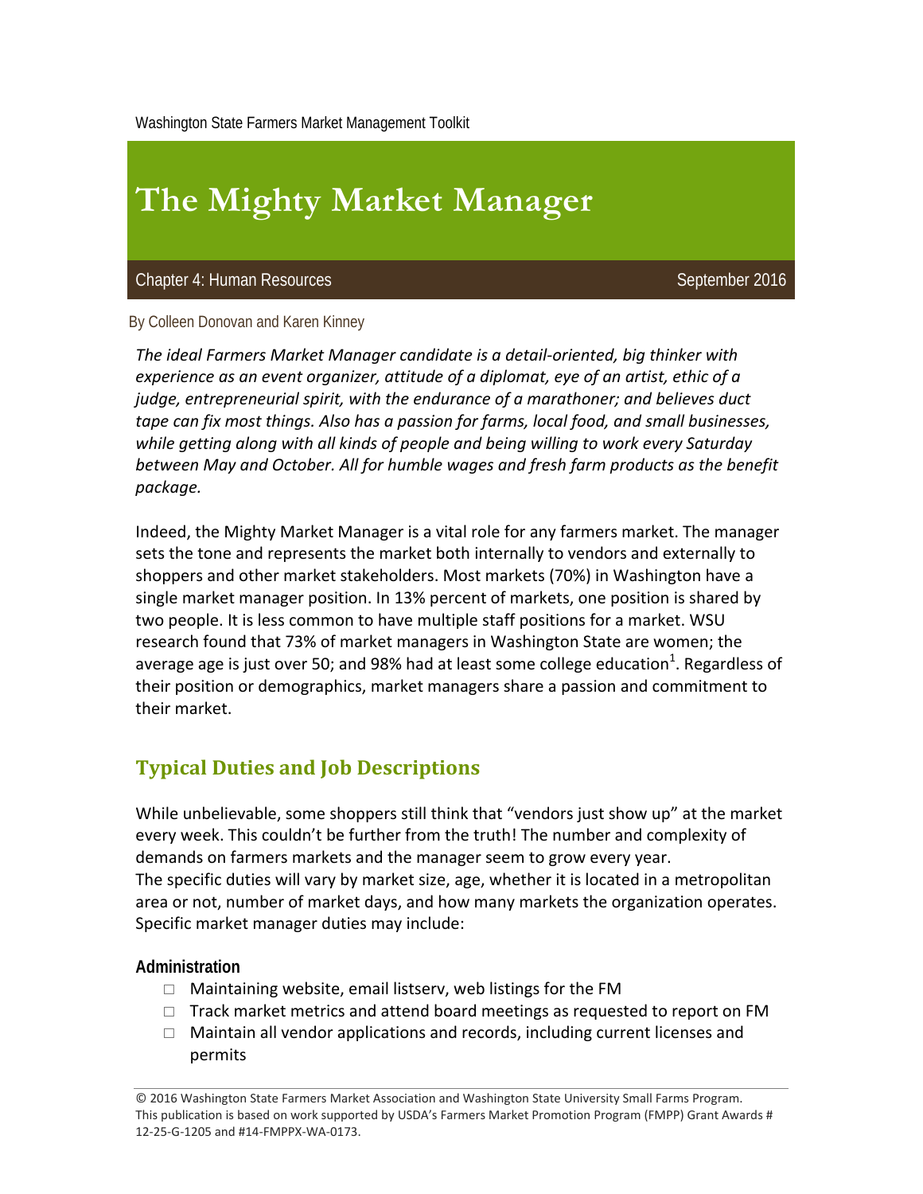Washington State Farmers Market Management Toolkit

# The Mighty Market Manager

Chapter 4: Human Resources September 2016

By Colleen Donovan and Karen Kinney

*The ideal Farmers Market Manager candidate is a detail-oriented, big thinker with experience as an event organizer, attitude of a diplomat, eye of an artist, ethic of a judge, entrepreneurial spirit, with the endurance of a marathoner; and believes duct tape can fix most things. Also has a passion for farms, local food, and small businesses, while getting along with all kinds of people and being willing to work every Saturday between May and October. All for humble wages and fresh farm products as the benefit package.*

Indeed, the Mighty Market Manager is a vital role for any farmers market. The manager sets the tone and represents the market both internally to vendors and externally to shoppers and other market stakeholders. Most markets (70%) in Washington have a single market manager position. In 13% percent of markets, one position is shared by two people. It is less common to have multiple staff positions for a market. WSU research found that 73% of market managers in Washington State are women; the average age is just over 50; and 98% had at least some college education[1]. Regardless of their position or demographics, market managers share a passion and commitment to their market.

## Typical Duties and Job Descriptions

While unbelievable, some shoppers still think that "vendors just show up" at the market every week. This couldn't be further from the truth! The number and complexity of demands on farmers markets and the manager seem to grow every year.
The specific duties will vary by market size, age, whether it is located in a metropolitan area or not, number of market days, and how many markets the organization operates. Specific market manager duties may include:

### Administration

- ☐ Maintaining website, email listserv, web listings for the FM
- ☐ Track market metrics and attend board meetings as requested to report on FM
- ☐ Maintain all vendor applications and records, including current licenses and permits

© 2016 Washington State Farmers Market Association and Washington State University Small Farms Program.
This publication is based on work supported by USDA's Farmers Market Promotion Program (FMPP) Grant Awards # 12-25-G-1205 and #14-FMPPX-WA-0173.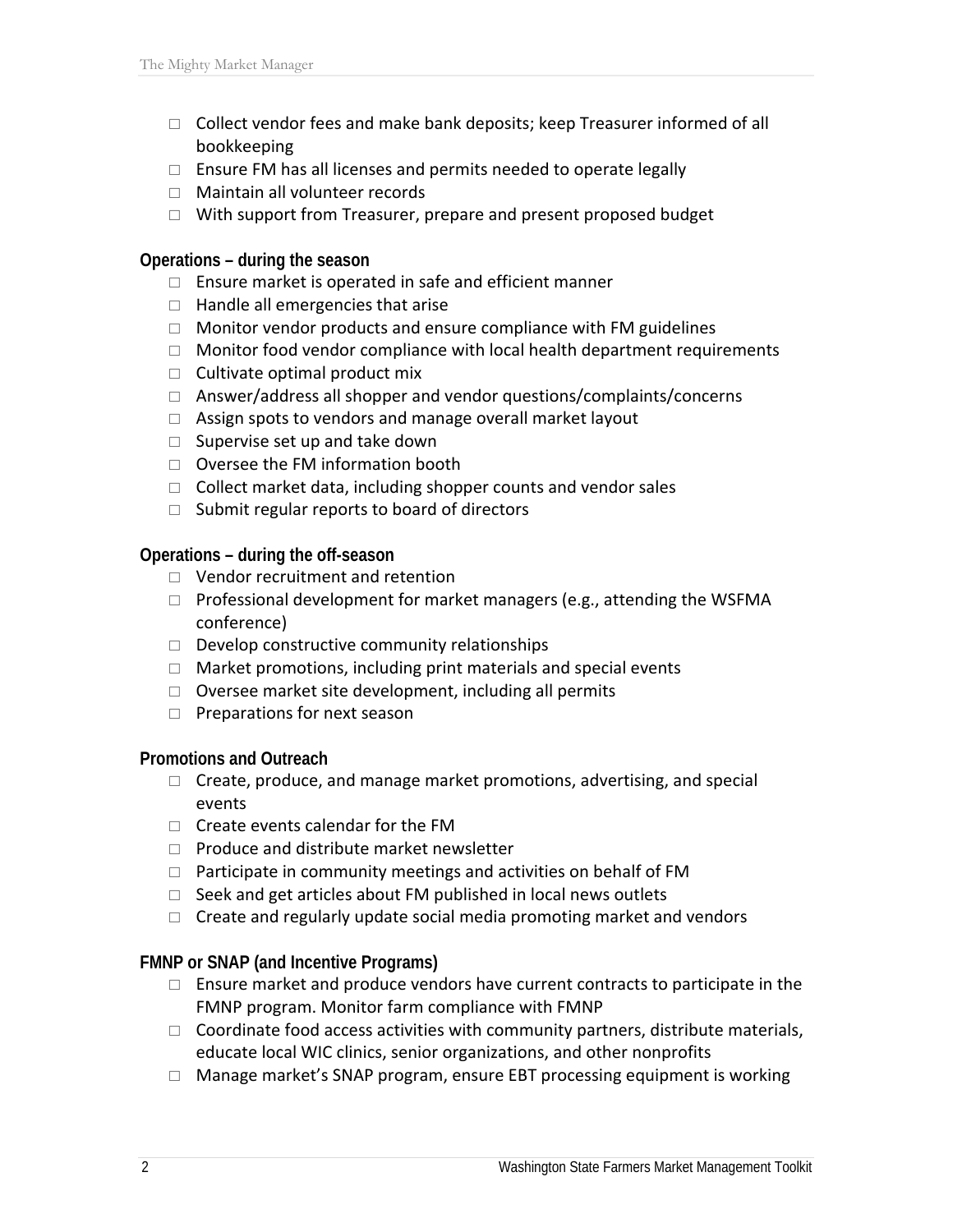- ☐ Collect vendor fees and make bank deposits; keep Treasurer informed of all bookkeeping
- ☐ Ensure FM has all licenses and permits needed to operate legally
- ☐ Maintain all volunteer records
- ☐ With support from Treasurer, prepare and present proposed budget

**Operations – during the season**

- ☐ Ensure market is operated in safe and efficient manner
- ☐ Handle all emergencies that arise
- ☐ Monitor vendor products and ensure compliance with FM guidelines
- ☐ Monitor food vendor compliance with local health department requirements
- ☐ Cultivate optimal product mix
- ☐ Answer/address all shopper and vendor questions/complaints/concerns
- ☐ Assign spots to vendors and manage overall market layout
- ☐ Supervise set up and take down
- ☐ Oversee the FM information booth
- ☐ Collect market data, including shopper counts and vendor sales
- ☐ Submit regular reports to board of directors

**Operations – during the off-season**

- ☐ Vendor recruitment and retention
- ☐ Professional development for market managers (e.g., attending the WSFMA conference)
- ☐ Develop constructive community relationships
- ☐ Market promotions, including print materials and special events
- ☐ Oversee market site development, including all permits
- ☐ Preparations for next season

**Promotions and Outreach**

- ☐ Create, produce, and manage market promotions, advertising, and special events
- ☐ Create events calendar for the FM
- ☐ Produce and distribute market newsletter
- ☐ Participate in community meetings and activities on behalf of FM
- ☐ Seek and get articles about FM published in local news outlets
- ☐ Create and regularly update social media promoting market and vendors

**FMNP or SNAP (and Incentive Programs)**

- ☐ Ensure market and produce vendors have current contracts to participate in the FMNP program. Monitor farm compliance with FMNP
- ☐ Coordinate food access activities with community partners, distribute materials, educate local WIC clinics, senior organizations, and other nonprofits
- ☐ Manage market's SNAP program, ensure EBT processing equipment is working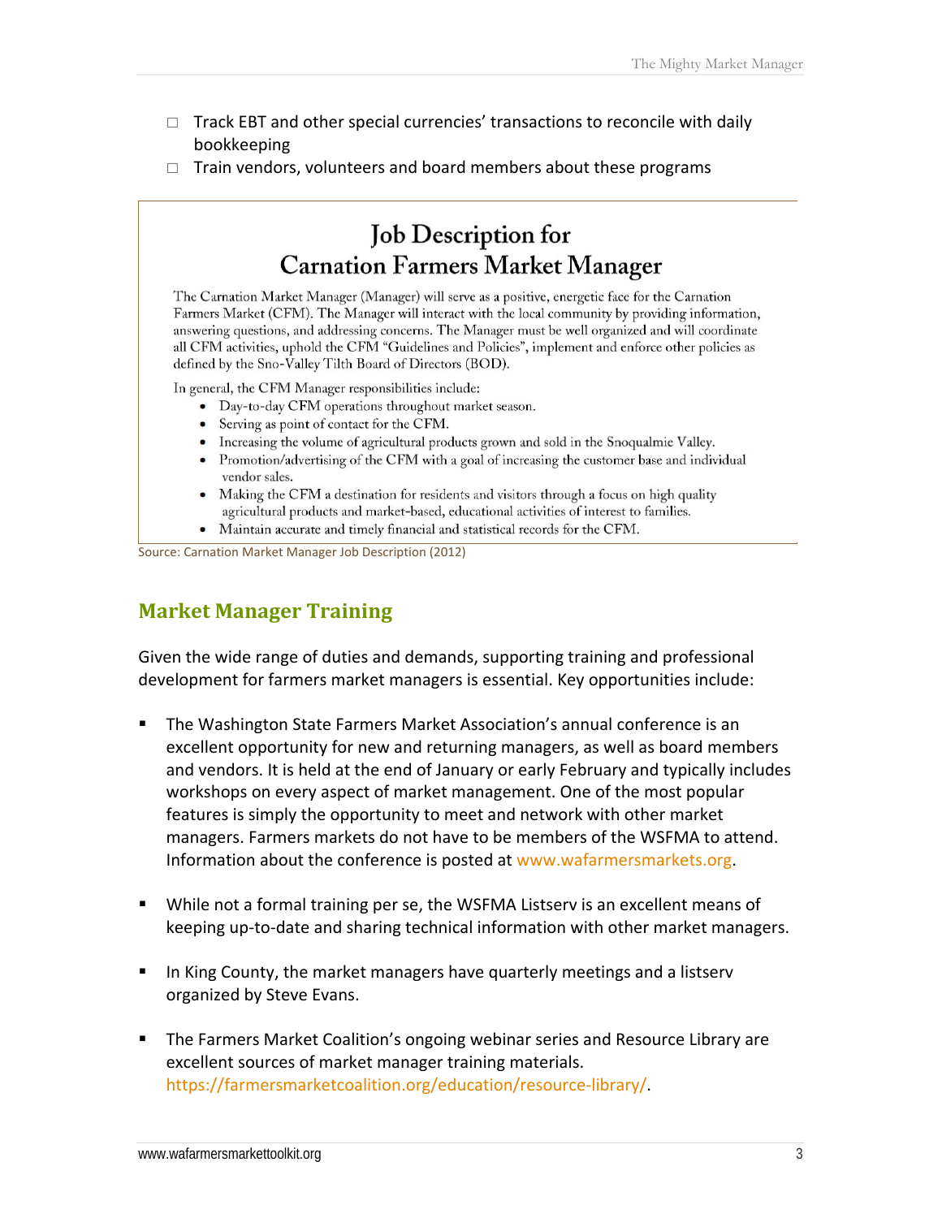- ☐ Track EBT and other special currencies' transactions to reconcile with daily bookkeeping
- ☐ Train vendors, volunteers and board members about these programs

## Job Description for Carnation Farmers Market Manager

The Carnation Market Manager (Manager) will serve as a positive, energetic face for the Carnation Farmers Market (CFM). The Manager will interact with the local community by providing information, answering questions, and addressing concerns. The Manager must be well organized and will coordinate all CFM activities, uphold the CFM "Guidelines and Policies", implement and enforce other policies as defined by the Sno-Valley Tilth Board of Directors (BOD).

In general, the CFM Manager responsibilities include:

- Day-to-day CFM operations throughout market season.
- Serving as point of contact for the CFM.
- Increasing the volume of agricultural products grown and sold in the Snoqualmie Valley.
- Promotion/advertising of the CFM with a goal of increasing the customer base and individual vendor sales.
- Making the CFM a destination for residents and visitors through a focus on high quality agricultural products and market-based, educational activities of interest to families.
- Maintain accurate and timely financial and statistical records for the CFM.

Source: Carnation Market Manager Job Description (2012)

## Market Manager Training

Given the wide range of duties and demands, supporting training and professional development for farmers market managers is essential. Key opportunities include:

- The Washington State Farmers Market Association's annual conference is an excellent opportunity for new and returning managers, as well as board members and vendors. It is held at the end of January or early February and typically includes workshops on every aspect of market management. One of the most popular features is simply the opportunity to meet and network with other market managers. Farmers markets do not have to be members of the WSFMA to attend. Information about the conference is posted at www.wafarmersmarkets.org.

- While not a formal training per se, the WSFMA Listserv is an excellent means of keeping up-to-date and sharing technical information with other market managers.

- In King County, the market managers have quarterly meetings and a listserv organized by Steve Evans.

- The Farmers Market Coalition's ongoing webinar series and Resource Library are excellent sources of market manager training materials. https://farmersmarketcoalition.org/education/resource-library/.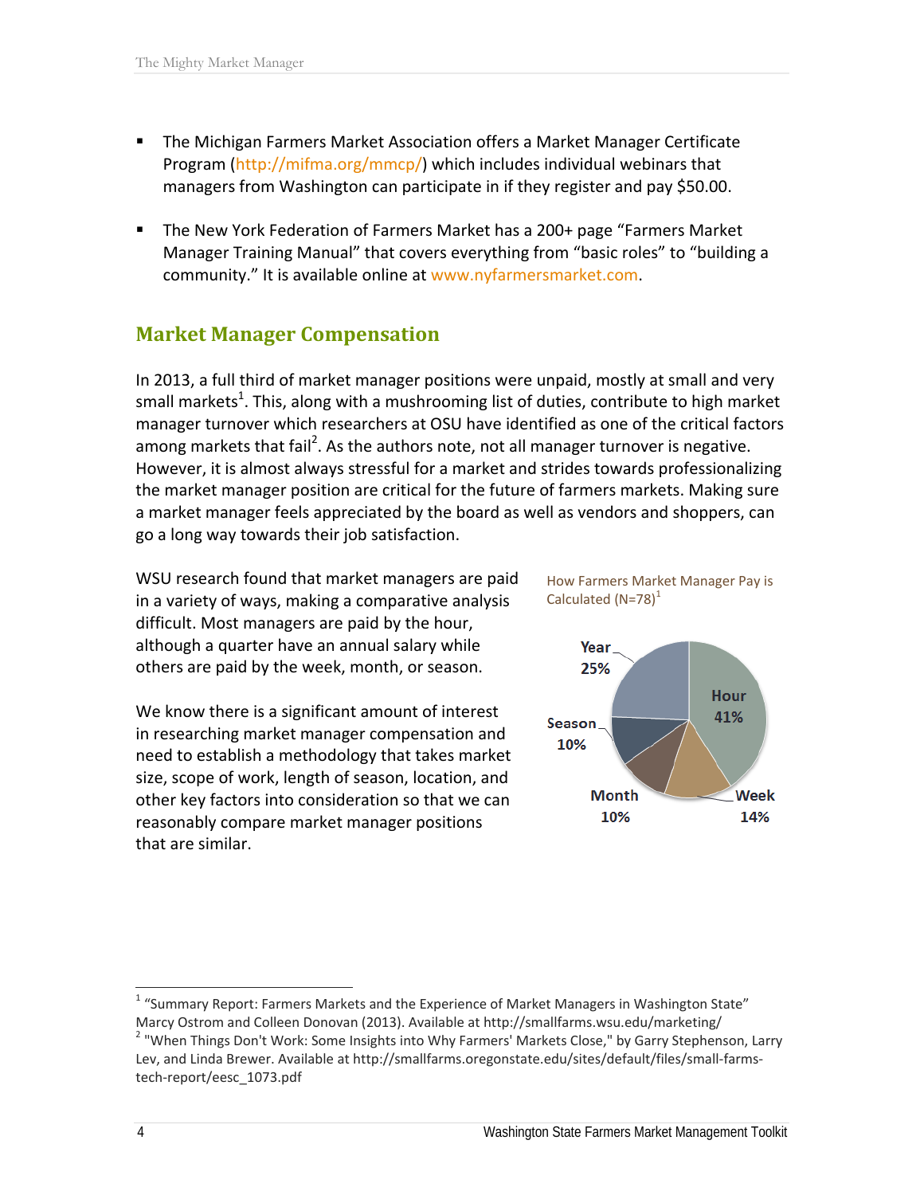- The Michigan Farmers Market Association offers a Market Manager Certificate Program (http://mifma.org/mmcp/) which includes individual webinars that managers from Washington can participate in if they register and pay $50.00.

- The New York Federation of Farmers Market has a 200+ page "Farmers Market Manager Training Manual" that covers everything from "basic roles" to "building a community." It is available online at www.nyfarmersmarket.com.

## Market Manager Compensation

In 2013, a full third of market manager positions were unpaid, mostly at small and very small markets[1]. This, along with a mushrooming list of duties, contribute to high market manager turnover which researchers at OSU have identified as one of the critical factors among markets that fail[2]. As the authors note, not all manager turnover is negative. However, it is almost always stressful for a market and strides towards professionalizing the market manager position are critical for the future of farmers markets. Making sure a market manager feels appreciated by the board as well as vendors and shoppers, can go a long way towards their job satisfaction.

WSU research found that market managers are paid in a variety of ways, making a comparative analysis difficult. Most managers are paid by the hour, although a quarter have an annual salary while others are paid by the week, month, or season.

How Farmers Market Manager Pay is Calculated (N=78)[1]

Year 25%
Hour 41%
Season 10%
Month 10%
Week 14%

We know there is a significant amount of interest in researching market manager compensation and need to establish a methodology that takes market size, scope of work, length of season, location, and other key factors into consideration so that we can reasonably compare market manager positions that are similar.

[1] "Summary Report: Farmers Markets and the Experience of Market Managers in Washington State" Marcy Ostrom and Colleen Donovan (2013). Available at http://smallfarms.wsu.edu/marketing/

[2] "When Things Don't Work: Some Insights into Why Farmers' Markets Close," by Garry Stephenson, Larry Lev, and Linda Brewer. Available at http://smallfarms.oregonstate.edu/sites/default/files/small-farms-tech-report/eesc_1073.pdf